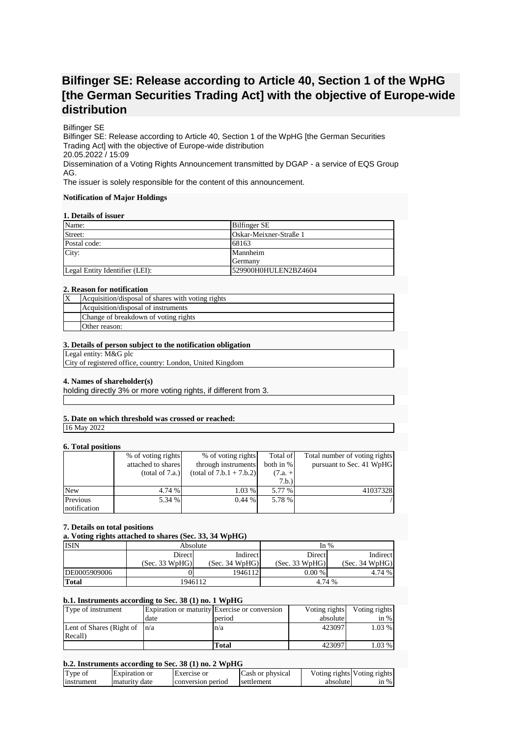# Bilfinger SE: Release according to Article 40, Section 1 of the WpHG [the German Securities Trading Act] with the objective of Europe-wide distribution

Bilfinger SE
Bilfinger SE: Release according to Article 40, Section 1 of the WpHG [the German Securities Trading Act] with the objective of Europe-wide distribution
20.05.2022 / 15:09
Dissemination of a Voting Rights Announcement transmitted by DGAP - a service of EQS Group AG.
The issuer is solely responsible for the content of this announcement.

**Notification of Major Holdings**

**1. Details of issuer**

| Name: | Bilfinger SE |
|---|---|
| Street: | Oskar-Meixner-Straße 1 |
| Postal code: | 68163 |
| City: | Mannheim<br>Germany |
| Legal Entity Identifier (LEI): | 529900H0HULEN2BZ4604 |

**2. Reason for notification**

| | |
|---|---|
| X | Acquisition/disposal of shares with voting rights |
| | Acquisition/disposal of instruments |
| | Change of breakdown of voting rights |
| | Other reason: |

**3. Details of person subject to the notification obligation**

Legal entity: M&G plc
City of registered office, country: London, United Kingdom

**4. Names of shareholder(s)**

holding directly 3% or more voting rights, if different from 3.

**5. Date on which threshold was crossed or reached:**

16 May 2022

**6. Total positions**

| | % of voting rights attached to shares (total of 7.a.) | % of voting rights through instruments (total of 7.b.1 + 7.b.2) | Total of both in % (7.a. + 7.b.) | Total number of voting rights pursuant to Sec. 41 WpHG |
|---|---|---|---|---|
| New | 4.74 % | 1.03 % | 5.77 % | 41037328 |
| Previous notification | 5.34 % | 0.44 % | 5.78 % | / |

**7. Details on total positions**

**a. Voting rights attached to shares (Sec. 33, 34 WpHG)**

| ISIN | Absolute | | In % | |
|---|---|---|---|---|
| | Direct (Sec. 33 WpHG) | Indirect (Sec. 34 WpHG) | Direct (Sec. 33 WpHG) | Indirect (Sec. 34 WpHG) |
| DE0005909006 | 0 | 1946112 | 0.00 % | 4.74 % |
| **Total** | 1946112 | | 4.74 % | |

**b.1. Instruments according to Sec. 38 (1) no. 1 WpHG**

| Type of instrument | Expiration or maturity date | Exercise or conversion period | Voting rights absolute | Voting rights in % |
|---|---|---|---|---|
| Lent of Shares (Right of Recall) | n/a | n/a | 423097 | 1.03 % |
| | | **Total** | 423097 | 1.03 % |

**b.2. Instruments according to Sec. 38 (1) no. 2 WpHG**

| Type of instrument | Expiration or maturity date | Exercise or conversion period | Cash or physical settlement | Voting rights absolute | Voting rights in % |
|---|---|---|---|---|---|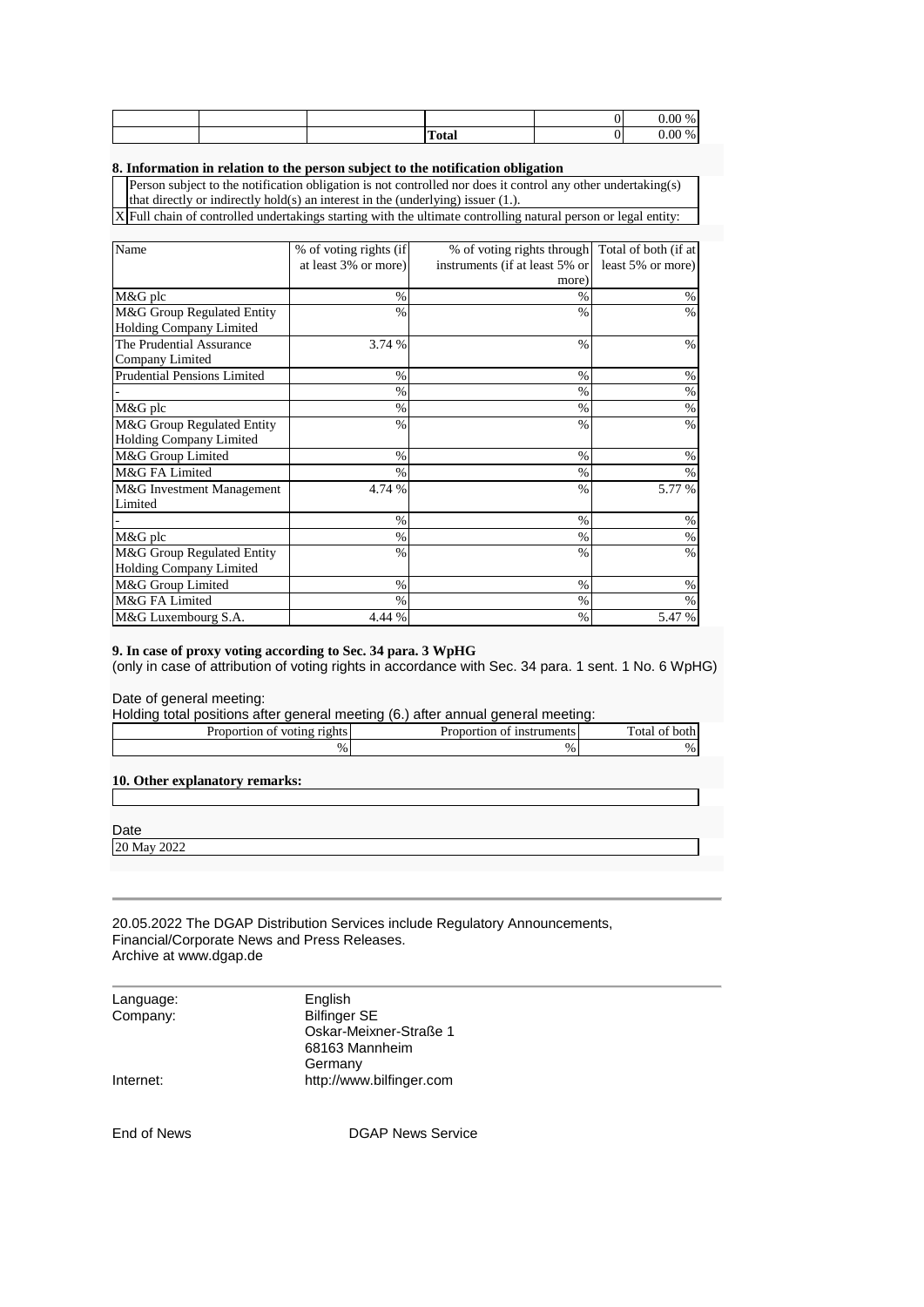| | | | | | |
|---|---|---|---|---|---|
| | | | | 0 | 0.00 % |
| | | | **Total** | 0 | 0.00 % |

**8. Information in relation to the person subject to the notification obligation**

| | |
|---|---|
| | Person subject to the notification obligation is not controlled nor does it control any other undertaking(s) that directly or indirectly hold(s) an interest in the (underlying) issuer (1.). |
| X | Full chain of controlled undertakings starting with the ultimate controlling natural person or legal entity: |

| Name | % of voting rights (if at least 3% or more) | % of voting rights through instruments (if at least 5% or more) | Total of both (if at least 5% or more) |
|---|---|---|---|
| M&G plc | % | % | % |
| M&G Group Regulated Entity Holding Company Limited | % | % | % |
| The Prudential Assurance Company Limited | 3.74 % | % | % |
| Prudential Pensions Limited | % | % | % |
| - | % | % | % |
| M&G plc | % | % | % |
| M&G Group Regulated Entity Holding Company Limited | % | % | % |
| M&G Group Limited | % | % | % |
| M&G FA Limited | % | % | % |
| M&G Investment Management Limited | 4.74 % | % | 5.77 % |
| - | % | % | % |
| M&G plc | % | % | % |
| M&G Group Regulated Entity Holding Company Limited | % | % | % |
| M&G Group Limited | % | % | % |
| M&G FA Limited | % | % | % |
| M&G Luxembourg S.A. | 4.44 % | % | 5.47 % |

**9. In case of proxy voting according to Sec. 34 para. 3 WpHG**
(only in case of attribution of voting rights in accordance with Sec. 34 para. 1 sent. 1 No. 6 WpHG)

Date of general meeting:
Holding total positions after general meeting (6.) after annual general meeting:

| Proportion of voting rights | Proportion of instruments | Total of both |
|---|---|---|
| % | % | % |

**10. Other explanatory remarks:**

Date
20 May 2022

---

20.05.2022 The DGAP Distribution Services include Regulatory Announcements, Financial/Corporate News and Press Releases.
Archive at www.dgap.de

---

| | |
|---|---|
| Language: | English |
| Company: | Bilfinger SE<br>Oskar-Meixner-Straße 1<br>68163 Mannheim<br>Germany |
| Internet: | http://www.bilfinger.com |

End of News DGAP News Service